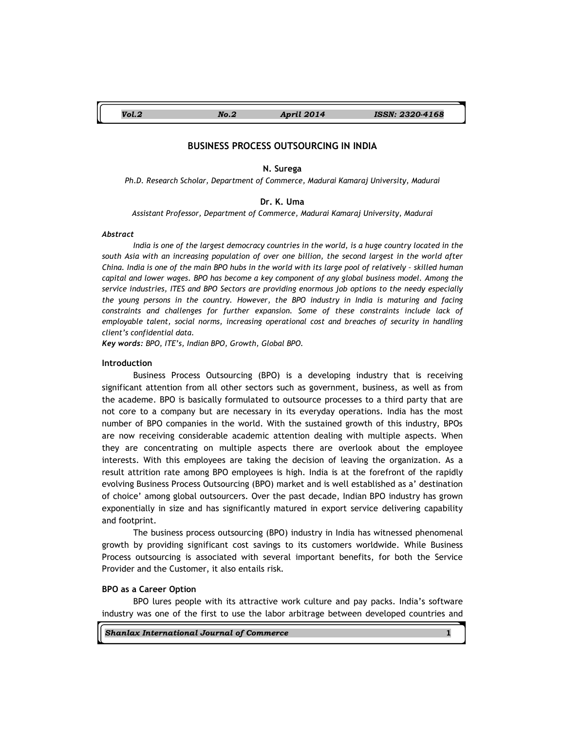# BUSINESS PROCESS OUTSOURCING IN INDIA

**N. Surega**

*Ph.D. Research Scholar, Department of Commerce, Madurai Kamaraj University, Madurai*

**Dr. K. Uma**

*Assistant Professor, Department of Commerce, Madurai Kamaraj University, Madurai*

***Abstract***

*India is one of the largest democracy countries in the world, is a huge country located in the south Asia with an increasing population of over one billion, the second largest in the world after China. India is one of the main BPO hubs in the world with its large pool of relatively – skilled human capital and lower wages. BPO has become a key component of any global business model. Among the service industries, ITES and BPO Sectors are providing enormous job options to the needy especially the young persons in the country. However, the BPO industry in India is maturing and facing constraints and challenges for further expansion. Some of these constraints include lack of employable talent, social norms, increasing operational cost and breaches of security in handling client's confidential data.*

***Key words:*** *BPO, ITE's, Indian BPO, Growth, Global BPO.*

## Introduction

Business Process Outsourcing (BPO) is a developing industry that is receiving significant attention from all other sectors such as government, business, as well as from the academe. BPO is basically formulated to outsource processes to a third party that are not core to a company but are necessary in its everyday operations. India has the most number of BPO companies in the world. With the sustained growth of this industry, BPOs are now receiving considerable academic attention dealing with multiple aspects. When they are concentrating on multiple aspects there are overlook about the employee interests. With this employees are taking the decision of leaving the organization. As a result attrition rate among BPO employees is high. India is at the forefront of the rapidly evolving Business Process Outsourcing (BPO) market and is well established as a' destination of choice' among global outsourcers. Over the past decade, Indian BPO industry has grown exponentially in size and has significantly matured in export service delivering capability and footprint.

The business process outsourcing (BPO) industry in India has witnessed phenomenal growth by providing significant cost savings to its customers worldwide. While Business Process outsourcing is associated with several important benefits, for both the Service Provider and the Customer, it also entails risk.

## BPO as a Career Option

BPO lures people with its attractive work culture and pay packs. India's software industry was one of the first to use the labor arbitrage between developed countries and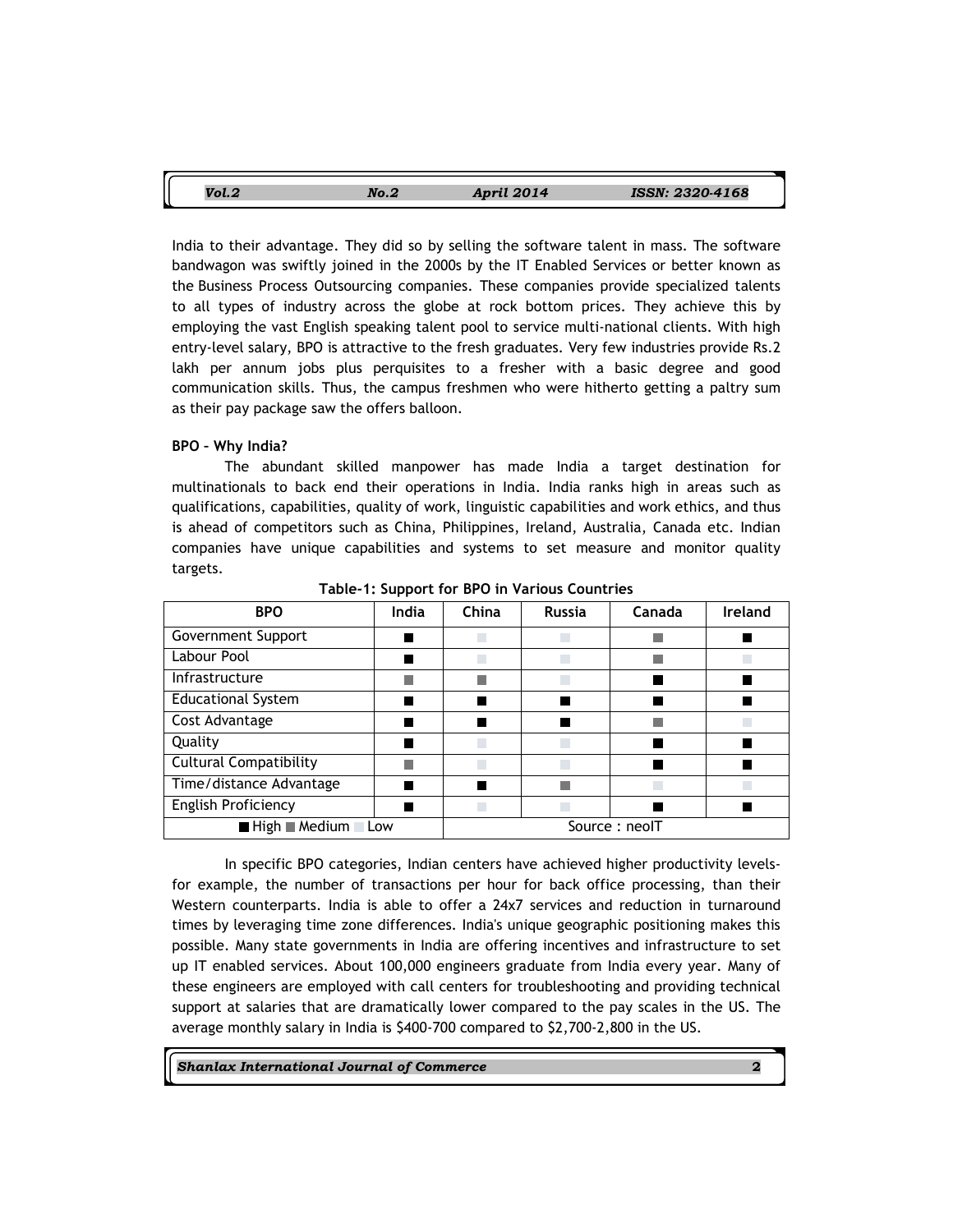India to their advantage. They did so by selling the software talent in mass. The software bandwagon was swiftly joined in the 2000s by the IT Enabled Services or better known as the Business Process Outsourcing companies. These companies provide specialized talents to all types of industry across the globe at rock bottom prices. They achieve this by employing the vast English speaking talent pool to service multi-national clients. With high entry-level salary, BPO is attractive to the fresh graduates. Very few industries provide Rs.2 lakh per annum jobs plus perquisites to a fresher with a basic degree and good communication skills. Thus, the campus freshmen who were hitherto getting a paltry sum as their pay package saw the offers balloon.

**BPO – Why India?**

The abundant skilled manpower has made India a target destination for multinationals to back end their operations in India. India ranks high in areas such as qualifications, capabilities, quality of work, linguistic capabilities and work ethics, and thus is ahead of competitors such as China, Philippines, Ireland, Australia, Canada etc. Indian companies have unique capabilities and systems to set measure and monitor quality targets.

**Table-1: Support for BPO in Various Countries**

| BPO | India | China | Russia | Canada | Ireland |
|---|---|---|---|---|---|
| Government Support | High | Low | Low | Medium | High |
| Labour Pool | High | Low | Low | Medium | Low |
| Infrastructure | Medium | Medium | Low | High | High |
| Educational System | High | High | High | High | High |
| Cost Advantage | High | High | High | Medium | Low |
| Quality | High | Low | Low | High | High |
| Cultural Compatibility | Medium | Low | Low | High | High |
| Time/distance Advantage | High | High | Medium | Low | Low |
| English Proficiency | High | Low | Low | High | High |
| ■ High ■ Medium ■ Low | | Source : neoIT | | | |

In specific BPO categories, Indian centers have achieved higher productivity levels-for example, the number of transactions per hour for back office processing, than their Western counterparts. India is able to offer a 24x7 services and reduction in turnaround times by leveraging time zone differences. India's unique geographic positioning makes this possible. Many state governments in India are offering incentives and infrastructure to set up IT enabled services. About 100,000 engineers graduate from India every year. Many of these engineers are employed with call centers for troubleshooting and providing technical support at salaries that are dramatically lower compared to the pay scales in the US. The average monthly salary in India is $400-700 compared to $2,700-2,800 in the US.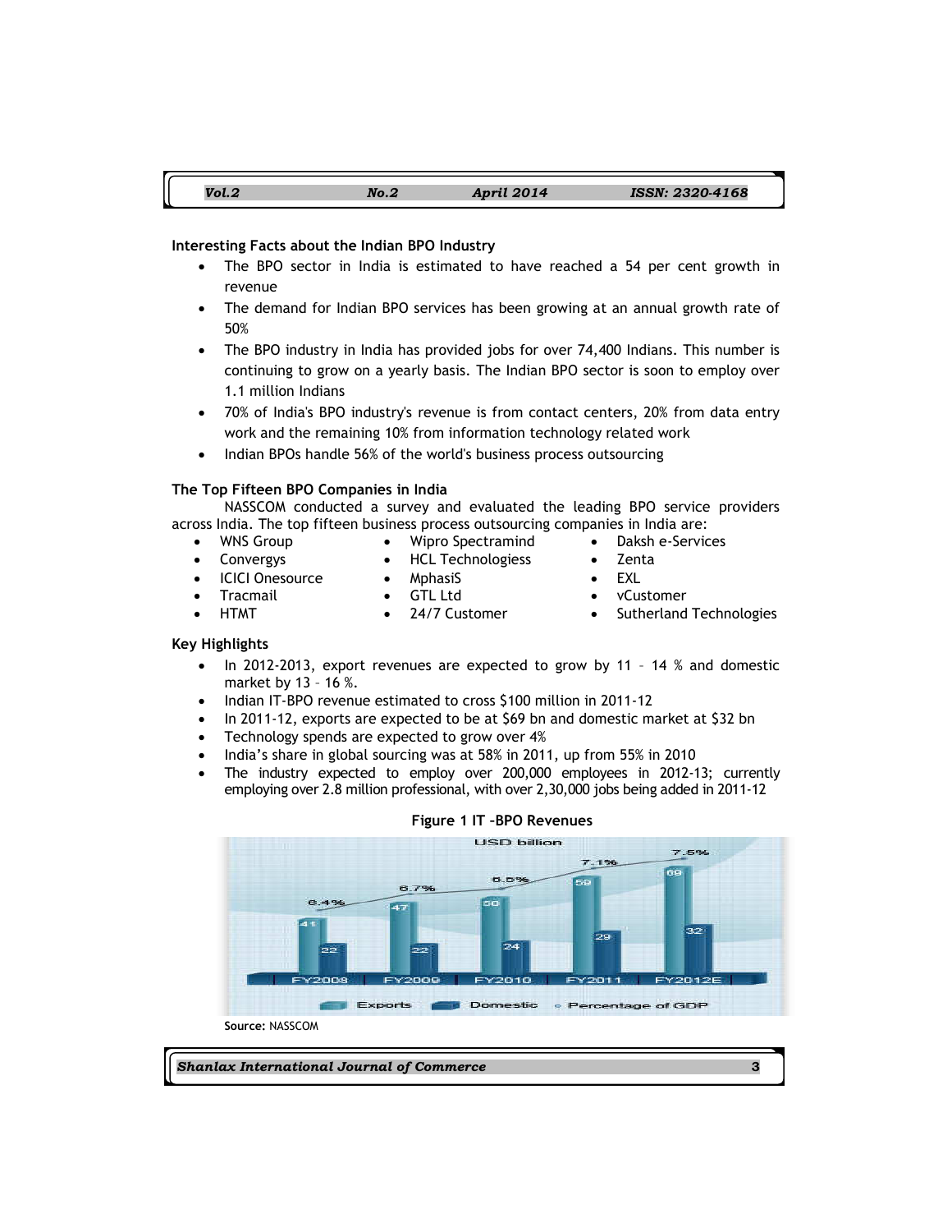### Interesting Facts about the Indian BPO Industry

- The BPO sector in India is estimated to have reached a 54 per cent growth in revenue
- The demand for Indian BPO services has been growing at an annual growth rate of 50%
- The BPO industry in India has provided jobs for over 74,400 Indians. This number is continuing to grow on a yearly basis. The Indian BPO sector is soon to employ over 1.1 million Indians
- 70% of India's BPO industry's revenue is from contact centers, 20% from data entry work and the remaining 10% from information technology related work
- Indian BPOs handle 56% of the world's business process outsourcing

### The Top Fifteen BPO Companies in India

NASSCOM conducted a survey and evaluated the leading BPO service providers across India. The top fifteen business process outsourcing companies in India are:

- WNS Group
- Convergys
- ICICI Onesource
- Tracmail
- HTMT
- Wipro Spectramind
- HCL Technologiess
- MphasiS
- GTL Ltd
- 24/7 Customer
- Daksh e-Services
- Zenta
- EXL
- vCustomer
- Sutherland Technologies

### Key Highlights

- In 2012-2013, export revenues are expected to grow by 11 – 14 % and domestic market by 13 – 16 %.
- Indian IT-BPO revenue estimated to cross $100 million in 2011-12
- In 2011-12, exports are expected to be at $69 bn and domestic market at $32 bn
- Technology spends are expected to grow over 4%
- India's share in global sourcing was at 58% in 2011, up from 55% in 2010
- The industry expected to employ over 200,000 employees in 2012-13; currently employing over 2.8 million professional, with over 2,30,000 jobs being added in 2011-12

**Figure 1 IT –BPO Revenues**

USD billion

| | FY2008 | FY2009 | FY2010 | FY2011 | FY2012E |
|---|---|---|---|---|---|
| Exports | 41 | 47 | 50 | 59 | 69 |
| Domestic | 22 | 22 | 24 | 29 | 32 |
| Percentage of GDP | 6.4% | 6.7% | 6.5% | 7.1% | 7.5% |

**Source:** NASSCOM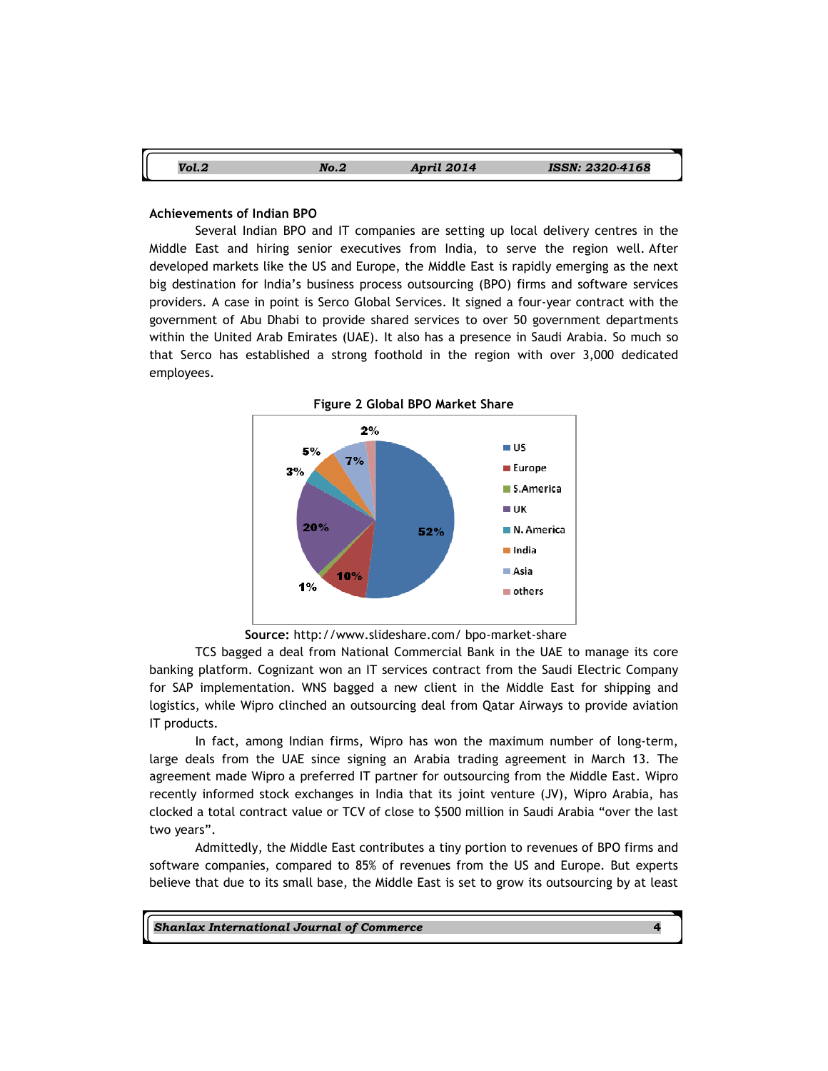### Achievements of Indian BPO

Several Indian BPO and IT companies are setting up local delivery centres in the Middle East and hiring senior executives from India, to serve the region well. After developed markets like the US and Europe, the Middle East is rapidly emerging as the next big destination for India's business process outsourcing (BPO) firms and software services providers. A case in point is Serco Global Services. It signed a four-year contract with the government of Abu Dhabi to provide shared services to over 50 government departments within the United Arab Emirates (UAE). It also has a presence in Saudi Arabia. So much so that Serco has established a strong foothold in the region with over 3,000 dedicated employees.

**Figure 2 Global BPO Market Share**

| Region | Share |
|---|---|
| US | 52% |
| Europe | 10% |
| S.America | 1% |
| UK | 20% |
| N. America | 3% |
| India | 5% |
| Asia | 7% |
| others | 2% |

**Source:** http://www.slideshare.com/ bpo-market-share

TCS bagged a deal from National Commercial Bank in the UAE to manage its core banking platform. Cognizant won an IT services contract from the Saudi Electric Company for SAP implementation. WNS bagged a new client in the Middle East for shipping and logistics, while Wipro clinched an outsourcing deal from Qatar Airways to provide aviation IT products.

In fact, among Indian firms, Wipro has won the maximum number of long-term, large deals from the UAE since signing an Arabia trading agreement in March 13. The agreement made Wipro a preferred IT partner for outsourcing from the Middle East. Wipro recently informed stock exchanges in India that its joint venture (JV), Wipro Arabia, has clocked a total contract value or TCV of close to $500 million in Saudi Arabia "over the last two years".

Admittedly, the Middle East contributes a tiny portion to revenues of BPO firms and software companies, compared to 85% of revenues from the US and Europe. But experts believe that due to its small base, the Middle East is set to grow its outsourcing by at least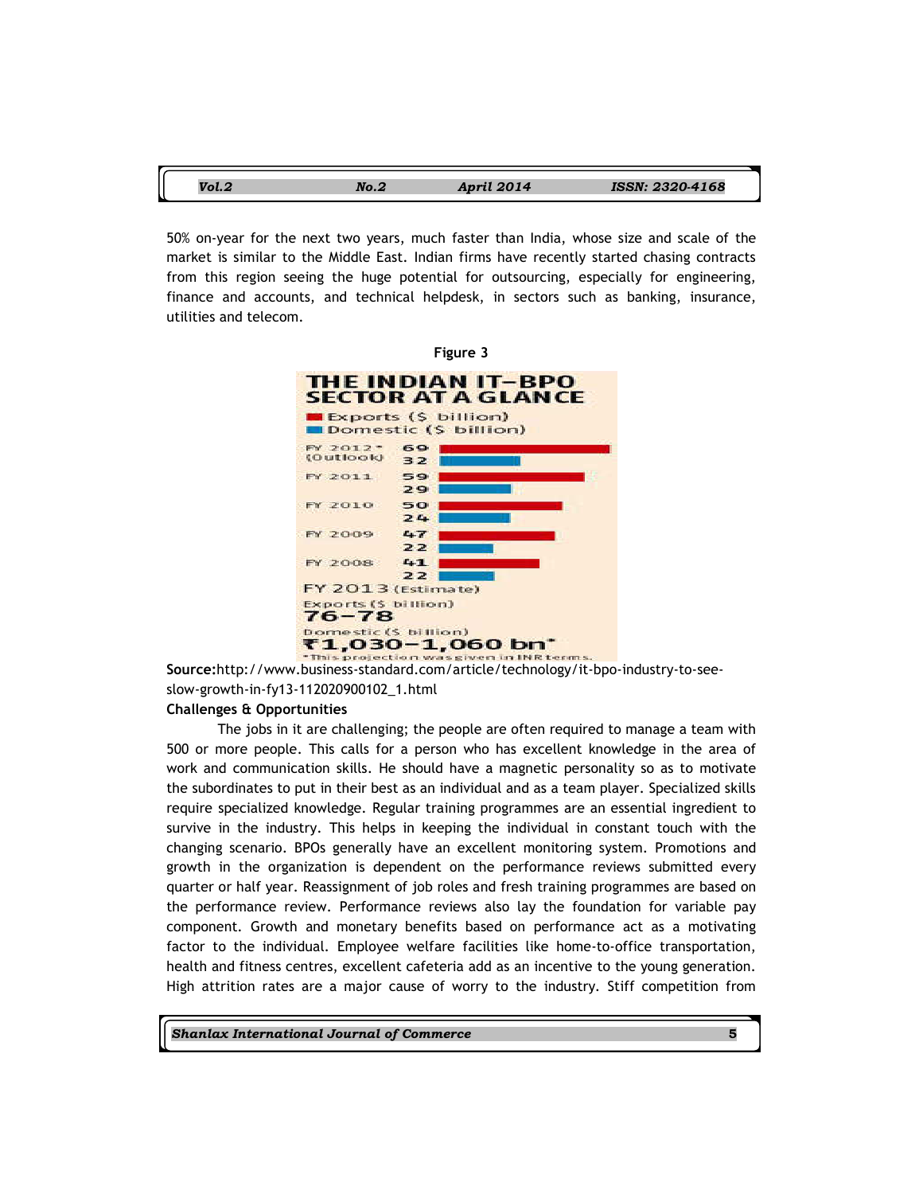50% on-year for the next two years, much faster than India, whose size and scale of the market is similar to the Middle East. Indian firms have recently started chasing contracts from this region seeing the huge potential for outsourcing, especially for engineering, finance and accounts, and technical helpdesk, in sectors such as banking, insurance, utilities and telecom.

**Figure 3**

**THE INDIAN IT-BPO SECTOR AT A GLANCE**

| Year | Exports ($ billion) | Domestic ($ billion) |
|---|---|---|
| FY 2012* (Outlook) | 69 | 32 |
| FY 2011 | 59 | 29 |
| FY 2010 | 50 | 24 |
| FY 2009 | 47 | 22 |
| FY 2008 | 41 | 22 |

FY 2013 (Estimate)

Exports ($ billion) 76–78

Domestic ($ billion) ₹1,030–1,060 bn*

*This projection was given in INR terms.

**Source:**http://www.business-standard.com/article/technology/it-bpo-industry-to-see-slow-growth-in-fy13-112020900102_1.html

**Challenges & Opportunities**

The jobs in it are challenging; the people are often required to manage a team with 500 or more people. This calls for a person who has excellent knowledge in the area of work and communication skills. He should have a magnetic personality so as to motivate the subordinates to put in their best as an individual and as a team player. Specialized skills require specialized knowledge. Regular training programmes are an essential ingredient to survive in the industry. This helps in keeping the individual in constant touch with the changing scenario. BPOs generally have an excellent monitoring system. Promotions and growth in the organization is dependent on the performance reviews submitted every quarter or half year. Reassignment of job roles and fresh training programmes are based on the performance review. Performance reviews also lay the foundation for variable pay component. Growth and monetary benefits based on performance act as a motivating factor to the individual. Employee welfare facilities like home-to-office transportation, health and fitness centres, excellent cafeteria add as an incentive to the young generation. High attrition rates are a major cause of worry to the industry. Stiff competition from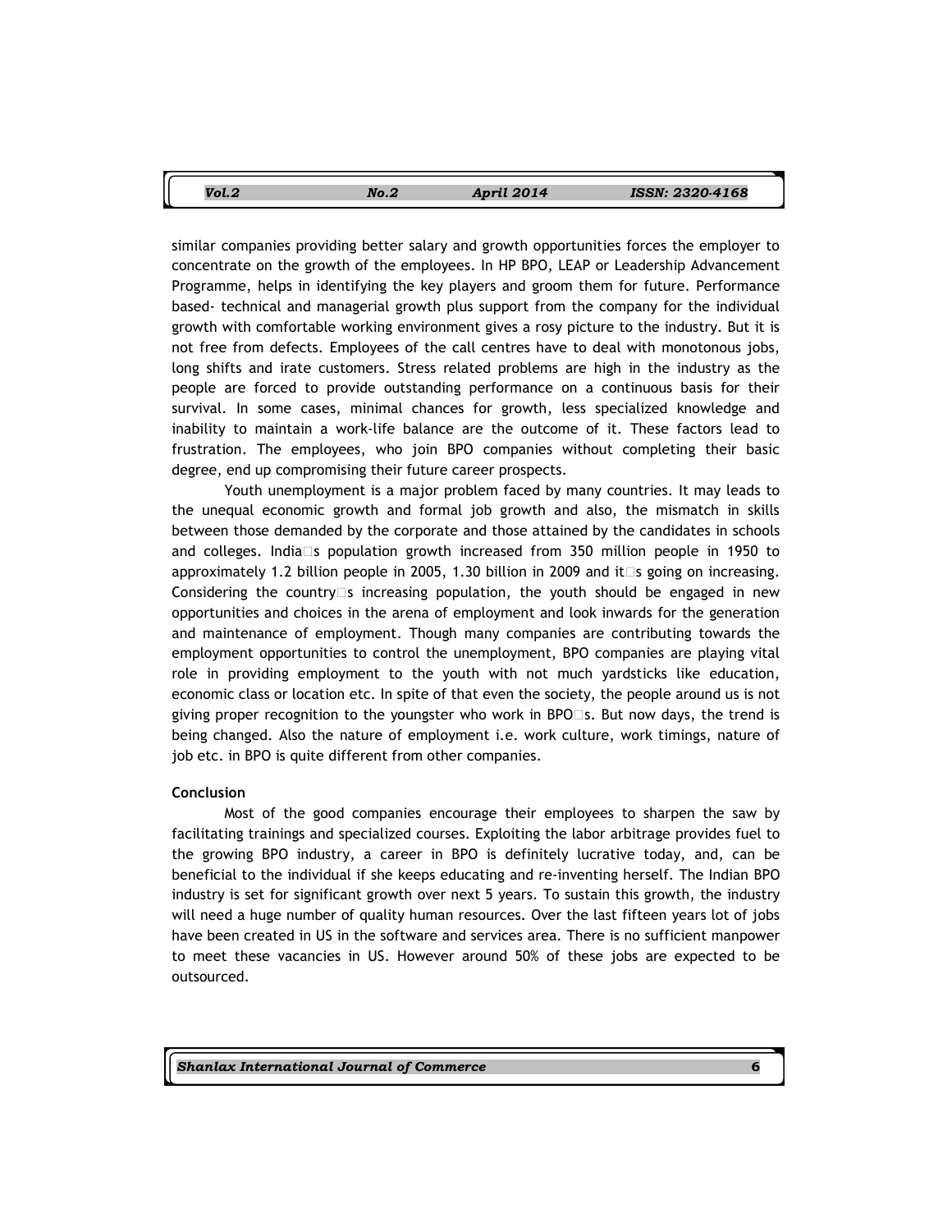similar companies providing better salary and growth opportunities forces the employer to concentrate on the growth of the employees. In HP BPO, LEAP or Leadership Advancement Programme, helps in identifying the key players and groom them for future. Performance based- technical and managerial growth plus support from the company for the individual growth with comfortable working environment gives a rosy picture to the industry. But it is not free from defects. Employees of the call centres have to deal with monotonous jobs, long shifts and irate customers. Stress related problems are high in the industry as the people are forced to provide outstanding performance on a continuous basis for their survival. In some cases, minimal chances for growth, less specialized knowledge and inability to maintain a work-life balance are the outcome of it. These factors lead to frustration. The employees, who join BPO companies without completing their basic degree, end up compromising their future career prospects.

Youth unemployment is a major problem faced by many countries. It may leads to the unequal economic growth and formal job growth and also, the mismatch in skills between those demanded by the corporate and those attained by the candidates in schools and colleges. India□s population growth increased from 350 million people in 1950 to approximately 1.2 billion people in 2005, 1.30 billion in 2009 and it□s going on increasing. Considering the country□s increasing population, the youth should be engaged in new opportunities and choices in the arena of employment and look inwards for the generation and maintenance of employment. Though many companies are contributing towards the employment opportunities to control the unemployment, BPO companies are playing vital role in providing employment to the youth with not much yardsticks like education, economic class or location etc. In spite of that even the society, the people around us is not giving proper recognition to the youngster who work in BPO□s. But now days, the trend is being changed. Also the nature of employment i.e. work culture, work timings, nature of job etc. in BPO is quite different from other companies.

**Conclusion**

Most of the good companies encourage their employees to sharpen the saw by facilitating trainings and specialized courses. Exploiting the labor arbitrage provides fuel to the growing BPO industry, a career in BPO is definitely lucrative today, and, can be beneficial to the individual if she keeps educating and re-inventing herself. The Indian BPO industry is set for significant growth over next 5 years. To sustain this growth, the industry will need a huge number of quality human resources. Over the last fifteen years lot of jobs have been created in US in the software and services area. There is no sufficient manpower to meet these vacancies in US. However around 50% of these jobs are expected to be outsourced.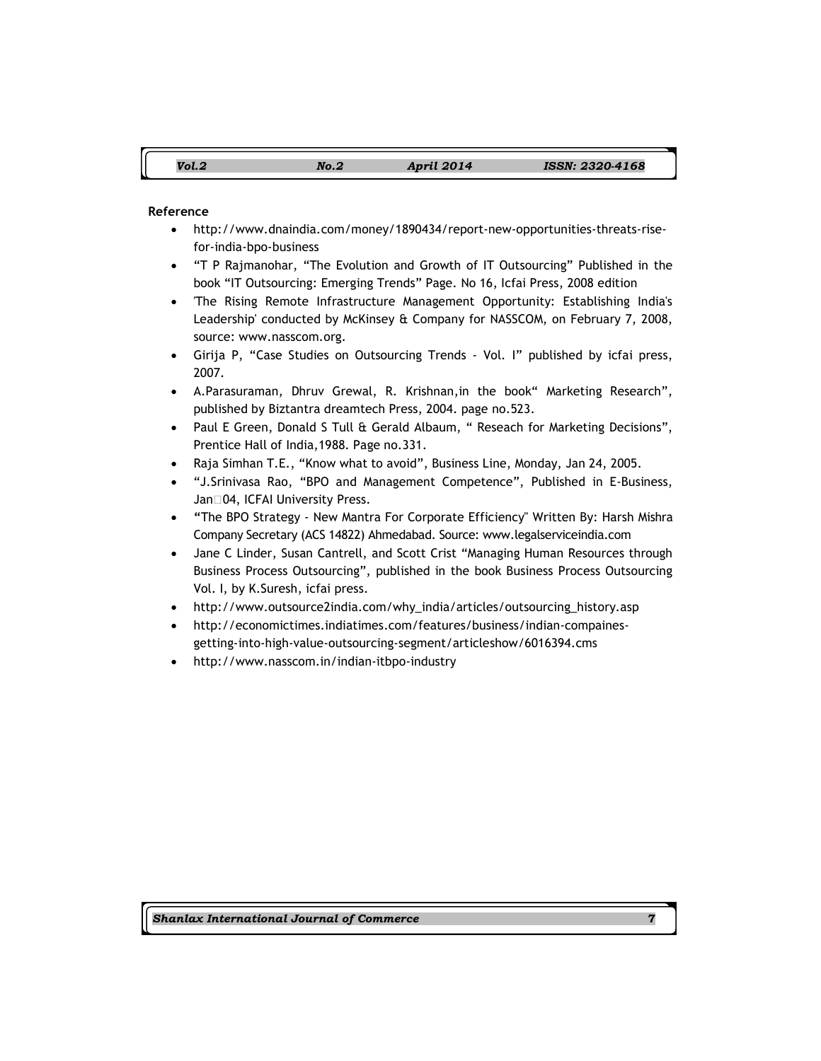**Reference**

- http://www.dnaindia.com/money/1890434/report-new-opportunities-threats-rise-for-india-bpo-business
- "T P Rajmanohar, "The Evolution and Growth of IT Outsourcing" Published in the book "IT Outsourcing: Emerging Trends" Page. No 16, Icfai Press, 2008 edition
- 'The Rising Remote Infrastructure Management Opportunity: Establishing India's Leadership' conducted by McKinsey & Company for NASSCOM, on February 7, 2008, source: www.nasscom.org.
- Girija P, "Case Studies on Outsourcing Trends - Vol. I" published by icfai press, 2007.
- A.Parasuraman, Dhruv Grewal, R. Krishnan,in the book" Marketing Research", published by Biztantra dreamtech Press, 2004. page no.523.
- Paul E Green, Donald S Tull & Gerald Albaum, " Reseach for Marketing Decisions", Prentice Hall of India,1988. Page no.331.
- Raja Simhan T.E., "Know what to avoid", Business Line, Monday, Jan 24, 2005.
- "J.Srinivasa Rao, "BPO and Management Competence", Published in E-Business, Jan□04, ICFAI University Press.
- "The BPO Strategy - New Mantra For Corporate Efficiency" Written By: Harsh Mishra Company Secretary (ACS 14822) Ahmedabad. Source: www.legalserviceindia.com
- Jane C Linder, Susan Cantrell, and Scott Crist "Managing Human Resources through Business Process Outsourcing", published in the book Business Process Outsourcing Vol. I, by K.Suresh, icfai press.
- http://www.outsource2india.com/why_india/articles/outsourcing_history.asp
- http://economictimes.indiatimes.com/features/business/indian-compaines-getting-into-high-value-outsourcing-segment/articleshow/6016394.cms
- http://www.nasscom.in/indian-itbpo-industry